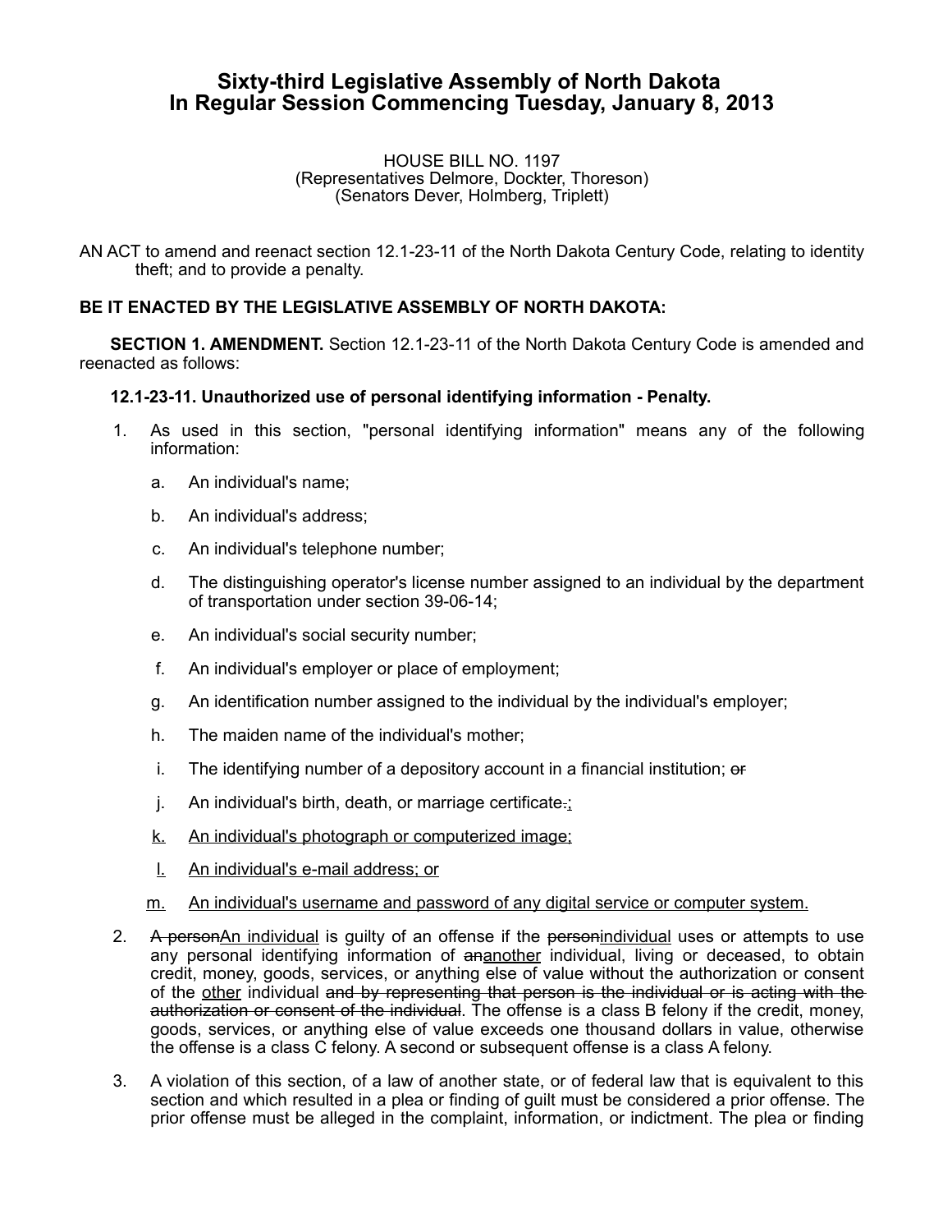# Sixty-third Legislative Assembly of North Dakota
# In Regular Session Commencing Tuesday, January 8, 2013

HOUSE BILL NO. 1197
(Representatives Delmore, Dockter, Thoreson)
(Senators Dever, Holmberg, Triplett)

AN ACT to amend and reenact section 12.1-23-11 of the North Dakota Century Code, relating to identity theft; and to provide a penalty.

**BE IT ENACTED BY THE LEGISLATIVE ASSEMBLY OF NORTH DAKOTA:**

**SECTION 1. AMENDMENT.** Section 12.1-23-11 of the North Dakota Century Code is amended and reenacted as follows:

**12.1-23-11. Unauthorized use of personal identifying information - Penalty.**

1. As used in this section, "personal identifying information" means any of the following information:

   a. An individual's name;

   b. An individual's address;

   c. An individual's telephone number;

   d. The distinguishing operator's license number assigned to an individual by the department of transportation under section 39-06-14;

   e. An individual's social security number;

   f. An individual's employer or place of employment;

   g. An identification number assigned to the individual by the individual's employer;

   h. The maiden name of the individual's mother;

   i. The identifying number of a depository account in a financial institution; ~~or~~

   j. An individual's birth, death, or marriage certificate~~.~~<u>;</u>

   <u>k.</u> <u>An individual's photograph or computerized image;</u>

   <u>l.</u> <u>An individual's e-mail address; or</u>

   <u>m.</u> <u>An individual's username and password of any digital service or computer system.</u>

2. ~~A person~~<u>An individual</u> is guilty of an offense if the ~~person~~<u>individual</u> uses or attempts to use any personal identifying information of ~~an~~<u>another</u> individual, living or deceased, to obtain credit, money, goods, services, or anything else of value without the authorization or consent of the <u>other</u> individual ~~and by representing that person is the individual or is acting with the authorization or consent of the individual~~. The offense is a class B felony if the credit, money, goods, services, or anything else of value exceeds one thousand dollars in value, otherwise the offense is a class C felony. A second or subsequent offense is a class A felony.

3. A violation of this section, of a law of another state, or of federal law that is equivalent to this section and which resulted in a plea or finding of guilt must be considered a prior offense. The prior offense must be alleged in the complaint, information, or indictment. The plea or finding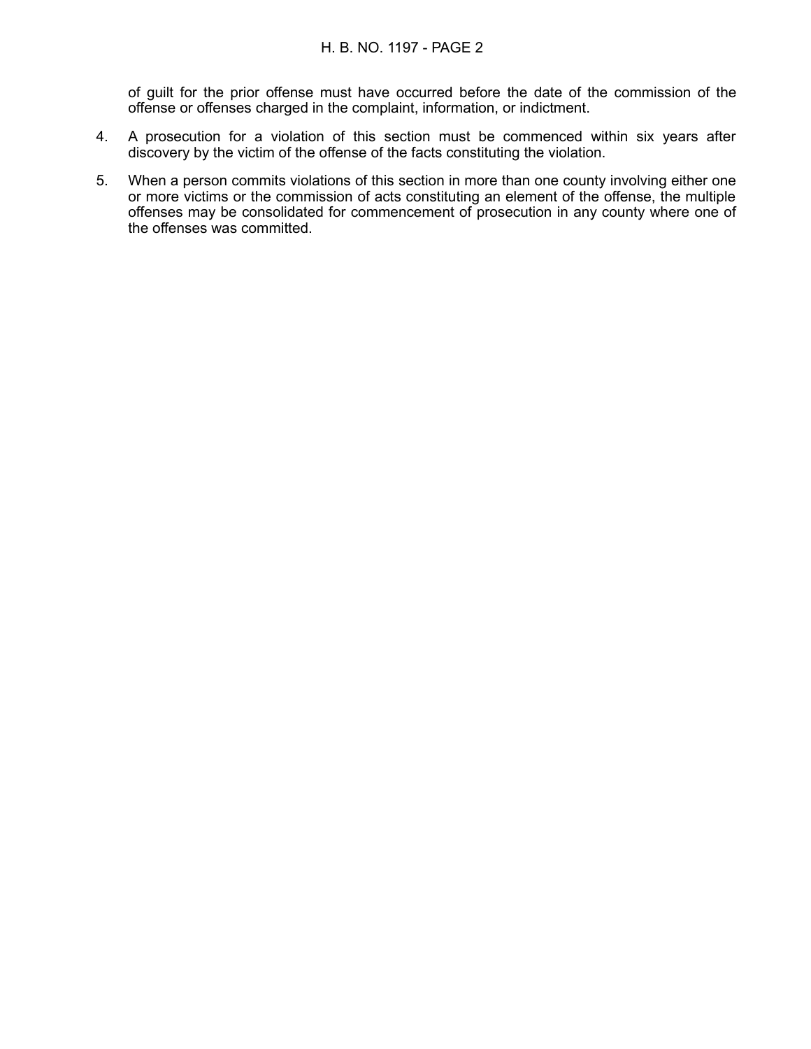of guilt for the prior offense must have occurred before the date of the commission of the offense or offenses charged in the complaint, information, or indictment.

4. A prosecution for a violation of this section must be commenced within six years after discovery by the victim of the offense of the facts constituting the violation.

5. When a person commits violations of this section in more than one county involving either one or more victims or the commission of acts constituting an element of the offense, the multiple offenses may be consolidated for commencement of prosecution in any county where one of the offenses was committed.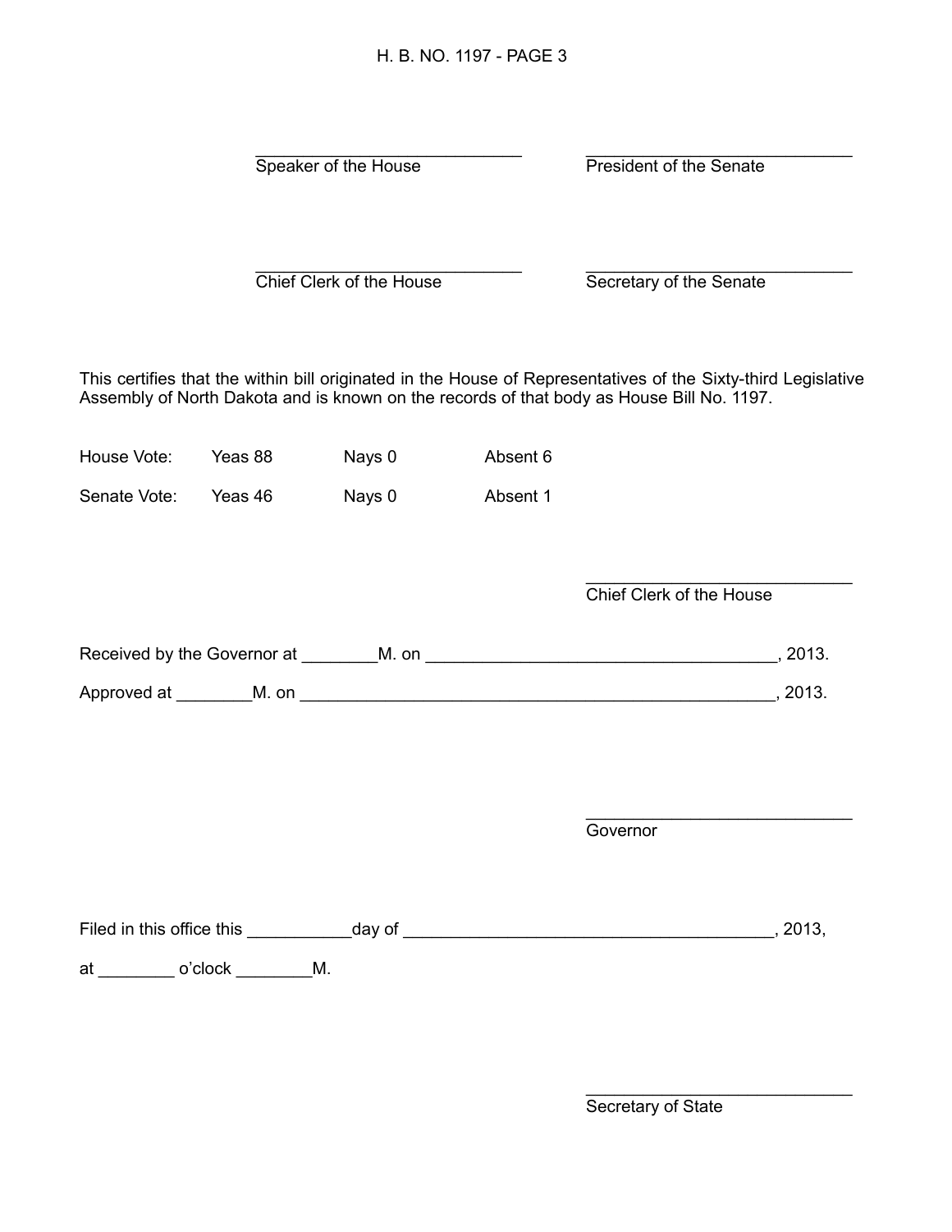\_\_\_\_\_\_\_\_\_\_\_\_\_\_\_\_\_\_\_\_\_\_\_\_\_\_\_\_
Speaker of the House

\_\_\_\_\_\_\_\_\_\_\_\_\_\_\_\_\_\_\_\_\_\_\_\_\_\_\_\_
President of the Senate

\_\_\_\_\_\_\_\_\_\_\_\_\_\_\_\_\_\_\_\_\_\_\_\_\_\_\_\_
Chief Clerk of the House

\_\_\_\_\_\_\_\_\_\_\_\_\_\_\_\_\_\_\_\_\_\_\_\_\_\_\_\_
Secretary of the Senate

This certifies that the within bill originated in the House of Representatives of the Sixty-third Legislative Assembly of North Dakota and is known on the records of that body as House Bill No. 1197.

| | | | |
|---|---|---|---|
| House Vote: | Yeas 88 | Nays 0 | Absent 6 |
| Senate Vote: | Yeas 46 | Nays 0 | Absent 1 |

\_\_\_\_\_\_\_\_\_\_\_\_\_\_\_\_\_\_\_\_\_\_\_\_\_\_\_\_
Chief Clerk of the House

Received by the Governor at \_\_\_\_\_\_\_\_M. on \_\_\_\_\_\_\_\_\_\_\_\_\_\_\_\_\_\_\_\_\_\_\_\_\_\_\_\_\_\_\_\_\_\_\_\_\_, 2013.

Approved at \_\_\_\_\_\_\_\_M. on \_\_\_\_\_\_\_\_\_\_\_\_\_\_\_\_\_\_\_\_\_\_\_\_\_\_\_\_\_\_\_\_\_\_\_\_\_\_\_\_\_\_\_\_\_\_\_\_\_\_\_, 2013.

\_\_\_\_\_\_\_\_\_\_\_\_\_\_\_\_\_\_\_\_\_\_\_\_\_\_\_\_
Governor

Filed in this office this \_\_\_\_\_\_\_\_\_\_\_day of \_\_\_\_\_\_\_\_\_\_\_\_\_\_\_\_\_\_\_\_\_\_\_\_\_\_\_\_\_\_\_\_\_\_\_\_\_\_\_, 2013,

at \_\_\_\_\_\_\_\_ o'clock \_\_\_\_\_\_\_\_M.

\_\_\_\_\_\_\_\_\_\_\_\_\_\_\_\_\_\_\_\_\_\_\_\_\_\_\_\_
Secretary of State